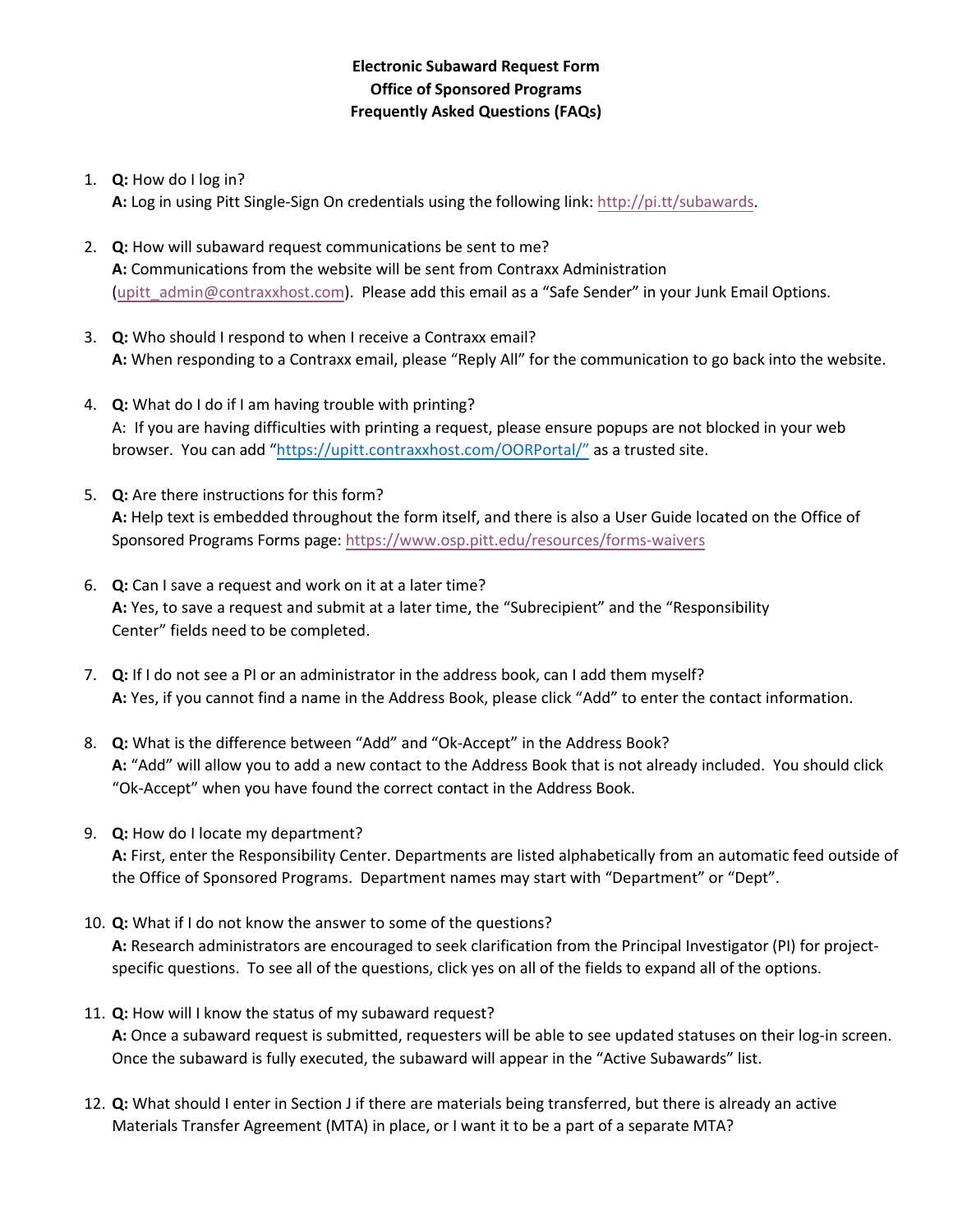**Electronic Subaward Request Form**
**Office of Sponsored Programs**
**Frequently Asked Questions (FAQs)**

1. **Q:** How do I log in?
   **A:** Log in using Pitt Single-Sign On credentials using the following link: http://pi.tt/subawards.

2. **Q:** How will subaward request communications be sent to me?
   **A:** Communications from the website will be sent from Contraxx Administration (upitt_admin@contraxxhost.com). Please add this email as a "Safe Sender" in your Junk Email Options.

3. **Q:** Who should I respond to when I receive a Contraxx email?
   **A:** When responding to a Contraxx email, please "Reply All" for the communication to go back into the website.

4. **Q:** What do I do if I am having trouble with printing?
   A: If you are having difficulties with printing a request, please ensure popups are not blocked in your web browser. You can add "https://upitt.contraxxhost.com/OORPortal/" as a trusted site.

5. **Q:** Are there instructions for this form?
   **A:** Help text is embedded throughout the form itself, and there is also a User Guide located on the Office of Sponsored Programs Forms page: https://www.osp.pitt.edu/resources/forms-waivers

6. **Q:** Can I save a request and work on it at a later time?
   **A:** Yes, to save a request and submit at a later time, the "Subrecipient" and the "Responsibility Center" fields need to be completed.

7. **Q:** If I do not see a PI or an administrator in the address book, can I add them myself?
   **A:** Yes, if you cannot find a name in the Address Book, please click "Add" to enter the contact information.

8. **Q:** What is the difference between "Add" and "Ok-Accept" in the Address Book?
   **A:** "Add" will allow you to add a new contact to the Address Book that is not already included. You should click "Ok-Accept" when you have found the correct contact in the Address Book.

9. **Q:** How do I locate my department?
   **A:** First, enter the Responsibility Center. Departments are listed alphabetically from an automatic feed outside of the Office of Sponsored Programs. Department names may start with "Department" or "Dept".

10. **Q:** What if I do not know the answer to some of the questions?
    **A:** Research administrators are encouraged to seek clarification from the Principal Investigator (PI) for project-specific questions. To see all of the questions, click yes on all of the fields to expand all of the options.

11. **Q:** How will I know the status of my subaward request?
    **A:** Once a subaward request is submitted, requesters will be able to see updated statuses on their log-in screen. Once the subaward is fully executed, the subaward will appear in the "Active Subawards" list.

12. **Q:** What should I enter in Section J if there are materials being transferred, but there is already an active Materials Transfer Agreement (MTA) in place, or I want it to be a part of a separate MTA?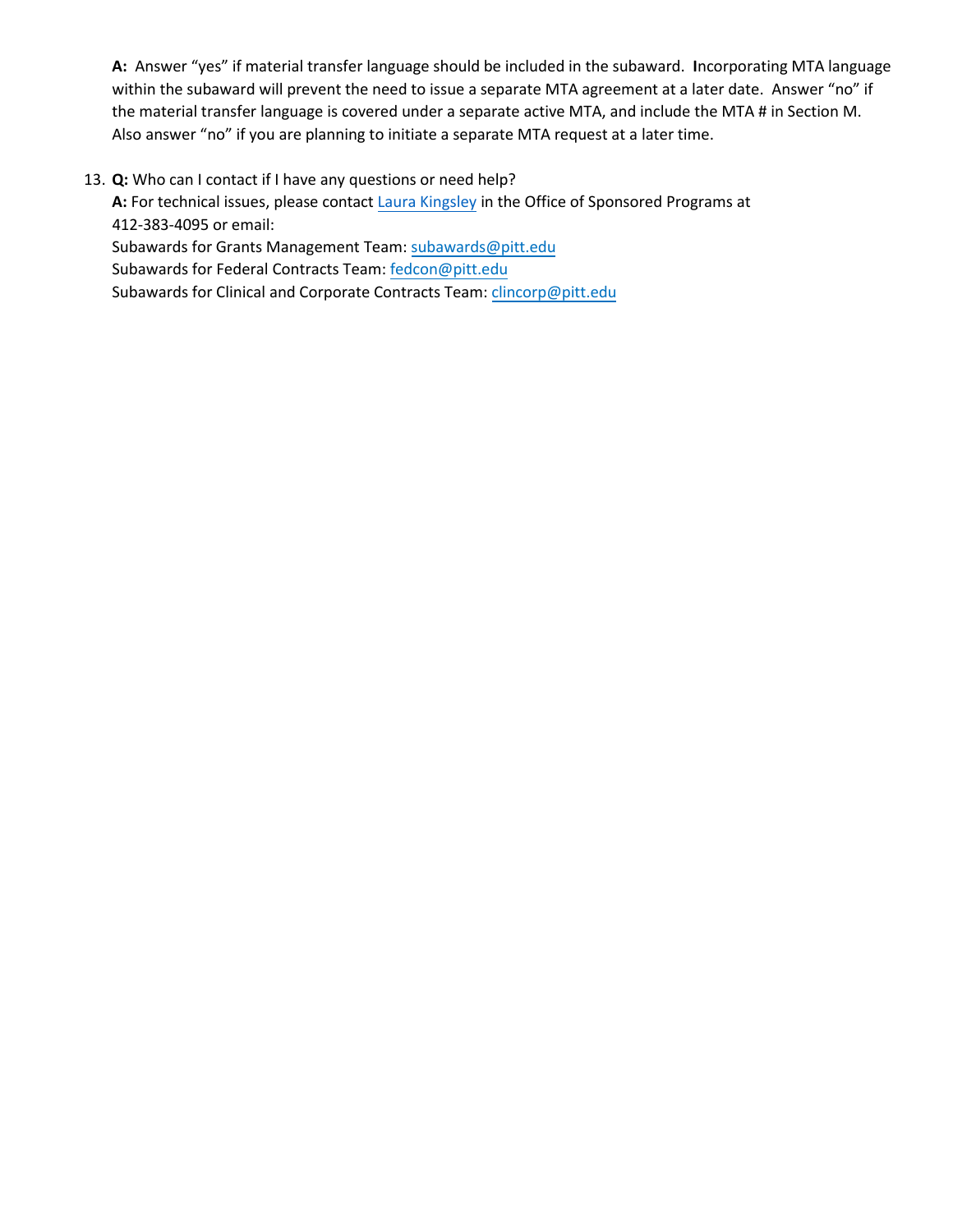**A:** Answer "yes" if material transfer language should be included in the subaward. **I**ncorporating MTA language within the subaward will prevent the need to issue a separate MTA agreement at a later date. Answer "no" if the material transfer language is covered under a separate active MTA, and include the MTA # in Section M. Also answer "no" if you are planning to initiate a separate MTA request at a later time.

13. **Q:** Who can I contact if I have any questions or need help?
    **A:** For technical issues, please contact Laura Kingsley in the Office of Sponsored Programs at 412-383-4095 or email:
    Subawards for Grants Management Team: subawards@pitt.edu
    Subawards for Federal Contracts Team: fedcon@pitt.edu
    Subawards for Clinical and Corporate Contracts Team: clincorp@pitt.edu